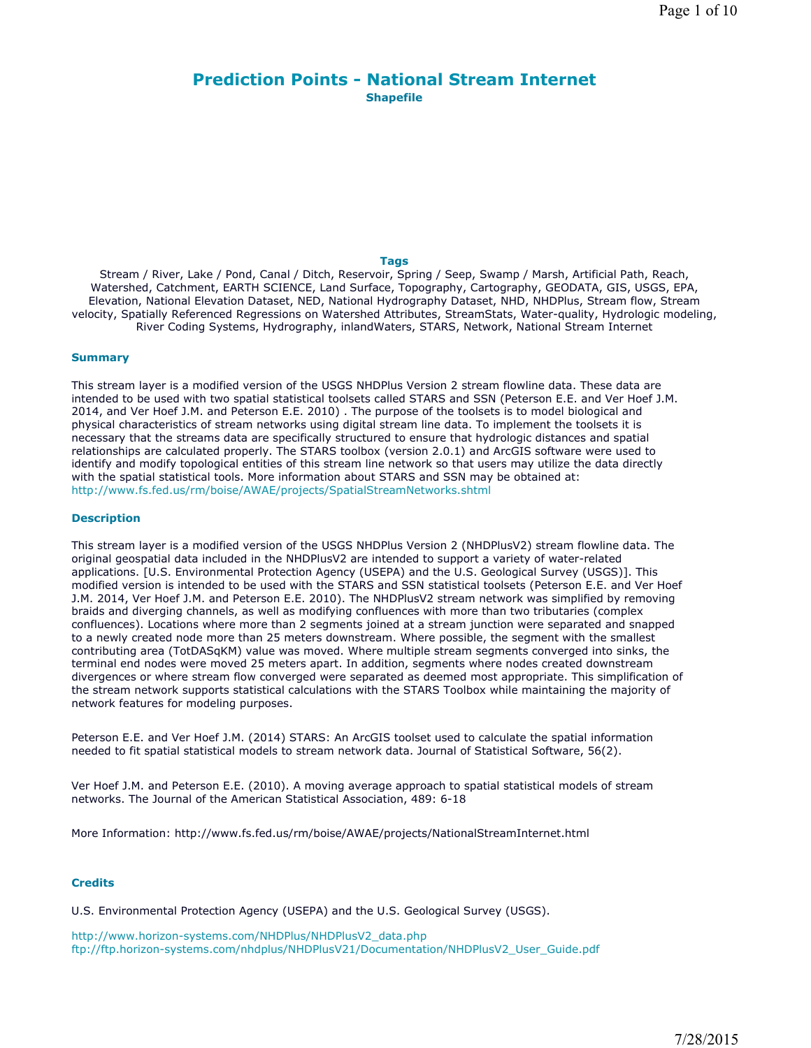# Prediction Points - National Stream Internet

**Shapefile**

### Tags

Stream / River, Lake / Pond, Canal / Ditch, Reservoir, Spring / Seep, Swamp / Marsh, Artificial Path, Reach, Watershed, Catchment, EARTH SCIENCE, Land Surface, Topography, Cartography, GEODATA, GIS, USGS, EPA, Elevation, National Elevation Dataset, NED, National Hydrography Dataset, NHD, NHDPlus, Stream flow, Stream velocity, Spatially Referenced Regressions on Watershed Attributes, StreamStats, Water-quality, Hydrologic modeling, River Coding Systems, Hydrography, inlandWaters, STARS, Network, National Stream Internet

### Summary

This stream layer is a modified version of the USGS NHDPlus Version 2 stream flowline data. These data are intended to be used with two spatial statistical toolsets called STARS and SSN (Peterson E.E. and Ver Hoef J.M. 2014, and Ver Hoef J.M. and Peterson E.E. 2010) . The purpose of the toolsets is to model biological and physical characteristics of stream networks using digital stream line data. To implement the toolsets it is necessary that the streams data are specifically structured to ensure that hydrologic distances and spatial relationships are calculated properly. The STARS toolbox (version 2.0.1) and ArcGIS software were used to identify and modify topological entities of this stream line network so that users may utilize the data directly with the spatial statistical tools. More information about STARS and SSN may be obtained at: http://www.fs.fed.us/rm/boise/AWAE/projects/SpatialStreamNetworks.shtml

### Description

This stream layer is a modified version of the USGS NHDPlus Version 2 (NHDPlusV2) stream flowline data. The original geospatial data included in the NHDPlusV2 are intended to support a variety of water-related applications. [U.S. Environmental Protection Agency (USEPA) and the U.S. Geological Survey (USGS)]. This modified version is intended to be used with the STARS and SSN statistical toolsets (Peterson E.E. and Ver Hoef J.M. 2014, Ver Hoef J.M. and Peterson E.E. 2010). The NHDPlusV2 stream network was simplified by removing braids and diverging channels, as well as modifying confluences with more than two tributaries (complex confluences). Locations where more than 2 segments joined at a stream junction were separated and snapped to a newly created node more than 25 meters downstream. Where possible, the segment with the smallest contributing area (TotDASqKM) value was moved. Where multiple stream segments converged into sinks, the terminal end nodes were moved 25 meters apart. In addition, segments where nodes created downstream divergences or where stream flow converged were separated as deemed most appropriate. This simplification of the stream network supports statistical calculations with the STARS Toolbox while maintaining the majority of network features for modeling purposes.

Peterson E.E. and Ver Hoef J.M. (2014) STARS: An ArcGIS toolset used to calculate the spatial information needed to fit spatial statistical models to stream network data. Journal of Statistical Software, 56(2).

Ver Hoef J.M. and Peterson E.E. (2010). A moving average approach to spatial statistical models of stream networks. The Journal of the American Statistical Association, 489: 6-18

More Information: http://www.fs.fed.us/rm/boise/AWAE/projects/NationalStreamInternet.html

### Credits

U.S. Environmental Protection Agency (USEPA) and the U.S. Geological Survey (USGS).

http://www.horizon-systems.com/NHDPlus/NHDPlusV2_data.php
ftp://ftp.horizon-systems.com/nhdplus/NHDPlusV21/Documentation/NHDPlusV2_User_Guide.pdf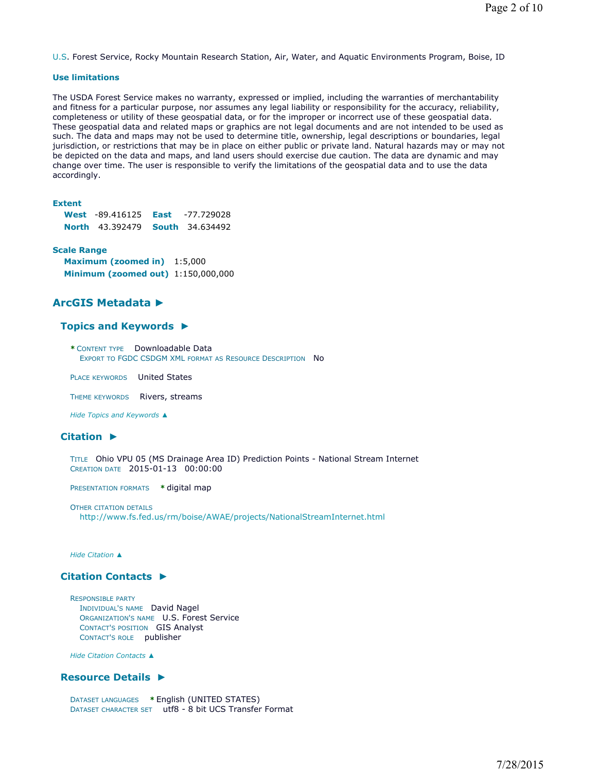U.S. Forest Service, Rocky Mountain Research Station, Air, Water, and Aquatic Environments Program, Boise, ID

**Use limitations**

The USDA Forest Service makes no warranty, expressed or implied, including the warranties of merchantability and fitness for a particular purpose, nor assumes any legal liability or responsibility for the accuracy, reliability, completeness or utility of these geospatial data, or for the improper or incorrect use of these geospatial data. These geospatial data and related maps or graphics are not legal documents and are not intended to be used as such. The data and maps may not be used to determine title, ownership, legal descriptions or boundaries, legal jurisdiction, or restrictions that may be in place on either public or private land. Natural hazards may or may not be depicted on the data and maps, and land users should exercise due caution. The data are dynamic and may change over time. The user is responsible to verify the limitations of the geospatial data and to use the data accordingly.

**Extent**

**West** -89.416125 **East** -77.729028
**North** 43.392479 **South** 34.634492

**Scale Range**

**Maximum (zoomed in)** 1:5,000
**Minimum (zoomed out)** 1:150,000,000

## ArcGIS Metadata ►

### Topics and Keywords ►

\* CONTENT TYPE Downloadable Data
EXPORT TO FGDC CSDGM XML FORMAT AS RESOURCE DESCRIPTION No

PLACE KEYWORDS United States

THEME KEYWORDS Rivers, streams

*Hide Topics and Keywords ▲*

### Citation ►

TITLE Ohio VPU 05 (MS Drainage Area ID) Prediction Points - National Stream Internet
CREATION DATE 2015-01-13 00:00:00

PRESENTATION FORMATS \* digital map

OTHER CITATION DETAILS
http://www.fs.fed.us/rm/boise/AWAE/projects/NationalStreamInternet.html

*Hide Citation ▲*

### Citation Contacts ►

RESPONSIBLE PARTY
INDIVIDUAL'S NAME David Nagel
ORGANIZATION'S NAME U.S. Forest Service
CONTACT'S POSITION GIS Analyst
CONTACT'S ROLE publisher

*Hide Citation Contacts ▲*

### Resource Details ►

DATASET LANGUAGES \* English (UNITED STATES)
DATASET CHARACTER SET utf8 - 8 bit UCS Transfer Format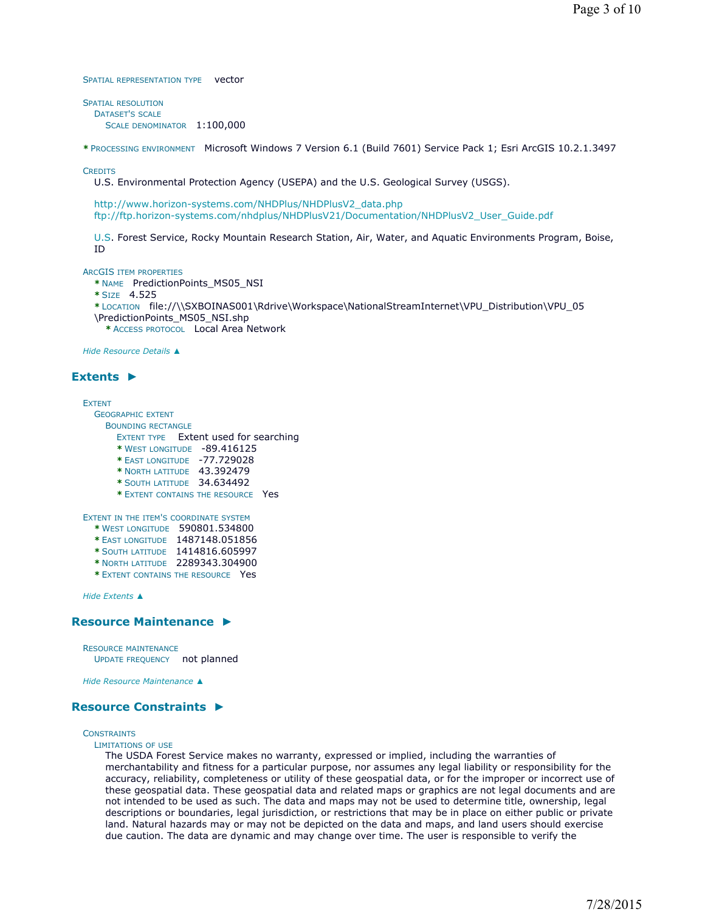SPATIAL REPRESENTATION TYPE vector

SPATIAL RESOLUTION
DATASET'S SCALE
SCALE DENOMINATOR 1:100,000

* PROCESSING ENVIRONMENT Microsoft Windows 7 Version 6.1 (Build 7601) Service Pack 1; Esri ArcGIS 10.2.1.3497

CREDITS
U.S. Environmental Protection Agency (USEPA) and the U.S. Geological Survey (USGS).

http://www.horizon-systems.com/NHDPlus/NHDPlusV2_data.php
ftp://ftp.horizon-systems.com/nhdplus/NHDPlusV21/Documentation/NHDPlusV2_User_Guide.pdf

U.S. Forest Service, Rocky Mountain Research Station, Air, Water, and Aquatic Environments Program, Boise, ID

ARCGIS ITEM PROPERTIES
* NAME PredictionPoints_MS05_NSI
* SIZE 4.525
* LOCATION file://\\SXBOINAS001\Rdrive\Workspace\NationalStreamInternet\VPU_Distribution\VPU_05\PredictionPoints_MS05_NSI.shp
* ACCESS PROTOCOL Local Area Network

*Hide Resource Details ▲*

## Extents ►

EXTENT
GEOGRAPHIC EXTENT
BOUNDING RECTANGLE
EXTENT TYPE Extent used for searching
* WEST LONGITUDE -89.416125
* EAST LONGITUDE -77.729028
* NORTH LATITUDE 43.392479
* SOUTH LATITUDE 34.634492
* EXTENT CONTAINS THE RESOURCE Yes

EXTENT IN THE ITEM'S COORDINATE SYSTEM
* WEST LONGITUDE 590801.534800
* EAST LONGITUDE 1487148.051856
* SOUTH LATITUDE 1414816.605997
* NORTH LATITUDE 2289343.304900
* EXTENT CONTAINS THE RESOURCE Yes

*Hide Extents ▲*

## Resource Maintenance ►

RESOURCE MAINTENANCE
UPDATE FREQUENCY not planned

*Hide Resource Maintenance ▲*

## Resource Constraints ►

CONSTRAINTS
LIMITATIONS OF USE
The USDA Forest Service makes no warranty, expressed or implied, including the warranties of merchantability and fitness for a particular purpose, nor assumes any legal liability or responsibility for the accuracy, reliability, completeness or utility of these geospatial data, or for the improper or incorrect use of these geospatial data. These geospatial data and related maps or graphics are not legal documents and are not intended to be used as such. The data and maps may not be used to determine title, ownership, legal descriptions or boundaries, legal jurisdiction, or restrictions that may be in place on either public or private land. Natural hazards may or may not be depicted on the data and maps, and land users should exercise due caution. The data are dynamic and may change over time. The user is responsible to verify the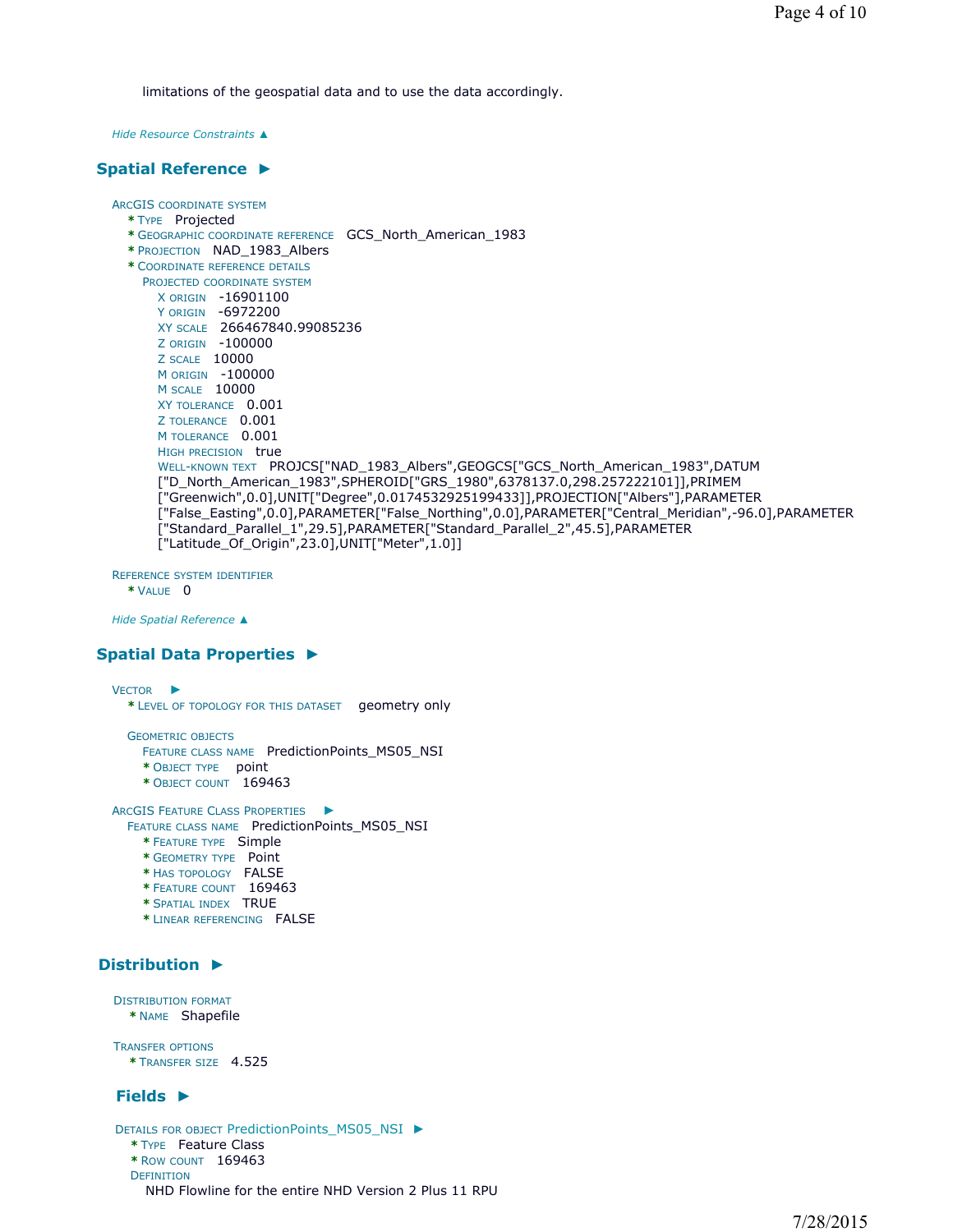limitations of the geospatial data and to use the data accordingly.

*Hide Resource Constraints ▲*

## Spatial Reference ►

ARCGIS COORDINATE SYSTEM

- * TYPE Projected
- * GEOGRAPHIC COORDINATE REFERENCE GCS_North_American_1983
- * PROJECTION NAD_1983_Albers
- * COORDINATE REFERENCE DETAILS
  - PROJECTED COORDINATE SYSTEM
    - X ORIGIN -16901100
    - Y ORIGIN -6972200
    - XY SCALE 266467840.99085236
    - Z ORIGIN -100000
    - Z SCALE 10000
    - M ORIGIN -100000
    - M SCALE 10000
    - XY TOLERANCE 0.001
    - Z TOLERANCE 0.001
    - M TOLERANCE 0.001
    - HIGH PRECISION true
    - WELL-KNOWN TEXT PROJCS["NAD_1983_Albers",GEOGCS["GCS_North_American_1983",DATUM ["D_North_American_1983",SPHEROID["GRS_1980",6378137.0,298.257222101]],PRIMEM ["Greenwich",0.0],UNIT["Degree",0.0174532925199433]],PROJECTION["Albers"],PARAMETER ["False_Easting",0.0],PARAMETER["False_Northing",0.0],PARAMETER["Central_Meridian",-96.0],PARAMETER ["Standard_Parallel_1",29.5],PARAMETER["Standard_Parallel_2",45.5],PARAMETER ["Latitude_Of_Origin",23.0],UNIT["Meter",1.0]]

REFERENCE SYSTEM IDENTIFIER

- * VALUE 0

*Hide Spatial Reference ▲*

## Spatial Data Properties ►

VECTOR ►

- * LEVEL OF TOPOLOGY FOR THIS DATASET geometry only

GEOMETRIC OBJECTS

- FEATURE CLASS NAME PredictionPoints_MS05_NSI
  - * OBJECT TYPE point
  - * OBJECT COUNT 169463

ARCGIS FEATURE CLASS PROPERTIES ►

- FEATURE CLASS NAME PredictionPoints_MS05_NSI
  - * FEATURE TYPE Simple
  - * GEOMETRY TYPE Point
  - * HAS TOPOLOGY FALSE
  - * FEATURE COUNT 169463
  - * SPATIAL INDEX TRUE
  - * LINEAR REFERENCING FALSE

## Distribution ►

DISTRIBUTION FORMAT

- * NAME Shapefile

TRANSFER OPTIONS

- * TRANSFER SIZE 4.525

## Fields ►

DETAILS FOR OBJECT PredictionPoints_MS05_NSI ►

- * TYPE Feature Class
- * ROW COUNT 169463
- DEFINITION
  - NHD Flowline for the entire NHD Version 2 Plus 11 RPU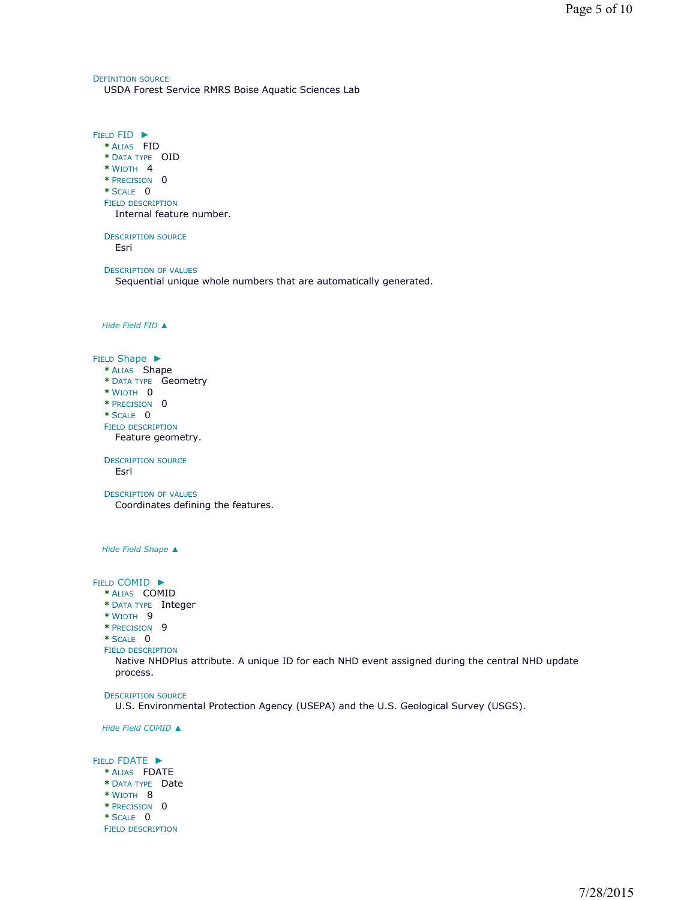DEFINITION SOURCE
USDA Forest Service RMRS Boise Aquatic Sciences Lab

FIELD FID ►
* ALIAS FID
* DATA TYPE OID
* WIDTH 4
* PRECISION 0
* SCALE 0

FIELD DESCRIPTION
Internal feature number.

DESCRIPTION SOURCE
Esri

DESCRIPTION OF VALUES
Sequential unique whole numbers that are automatically generated.

*Hide Field FID ▲*

FIELD Shape ►
* ALIAS Shape
* DATA TYPE Geometry
* WIDTH 0
* PRECISION 0
* SCALE 0

FIELD DESCRIPTION
Feature geometry.

DESCRIPTION SOURCE
Esri

DESCRIPTION OF VALUES
Coordinates defining the features.

*Hide Field Shape ▲*

FIELD COMID ►
* ALIAS COMID
* DATA TYPE Integer
* WIDTH 9
* PRECISION 9
* SCALE 0

FIELD DESCRIPTION
Native NHDPlus attribute. A unique ID for each NHD event assigned during the central NHD update process.

DESCRIPTION SOURCE
U.S. Environmental Protection Agency (USEPA) and the U.S. Geological Survey (USGS).

*Hide Field COMID ▲*

FIELD FDATE ►
* ALIAS FDATE
* DATA TYPE Date
* WIDTH 8
* PRECISION 0
* SCALE 0

FIELD DESCRIPTION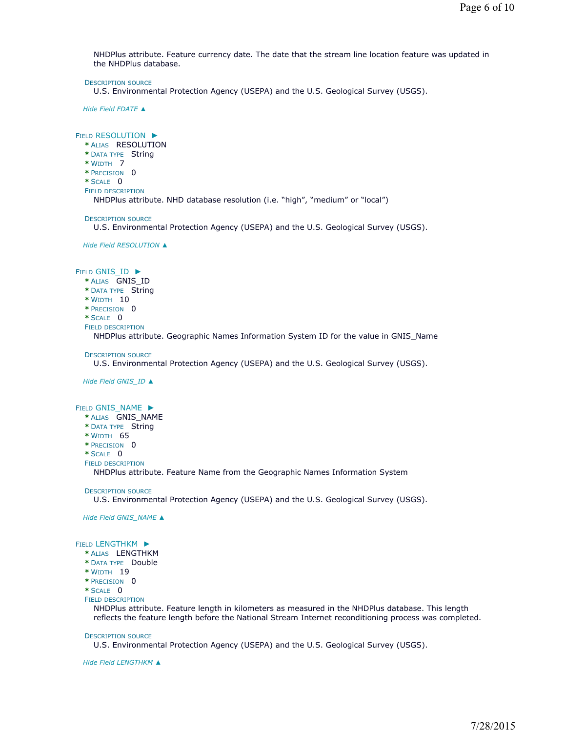NHDPlus attribute. Feature currency date. The date that the stream line location feature was updated in the NHDPlus database.

DESCRIPTION SOURCE
U.S. Environmental Protection Agency (USEPA) and the U.S. Geological Survey (USGS).

*Hide Field FDATE ▲*

FIELD RESOLUTION ►
* ALIAS RESOLUTION
* DATA TYPE String
* WIDTH 7
* PRECISION 0
* SCALE 0

FIELD DESCRIPTION
NHDPlus attribute. NHD database resolution (i.e. "high", "medium" or "local")

DESCRIPTION SOURCE
U.S. Environmental Protection Agency (USEPA) and the U.S. Geological Survey (USGS).

*Hide Field RESOLUTION ▲*

FIELD GNIS_ID ►
* ALIAS GNIS_ID
* DATA TYPE String
* WIDTH 10
* PRECISION 0
* SCALE 0

FIELD DESCRIPTION
NHDPlus attribute. Geographic Names Information System ID for the value in GNIS_Name

DESCRIPTION SOURCE
U.S. Environmental Protection Agency (USEPA) and the U.S. Geological Survey (USGS).

*Hide Field GNIS_ID ▲*

FIELD GNIS_NAME ►
* ALIAS GNIS_NAME
* DATA TYPE String
* WIDTH 65
* PRECISION 0
* SCALE 0

FIELD DESCRIPTION
NHDPlus attribute. Feature Name from the Geographic Names Information System

DESCRIPTION SOURCE
U.S. Environmental Protection Agency (USEPA) and the U.S. Geological Survey (USGS).

*Hide Field GNIS_NAME ▲*

FIELD LENGTHKM ►
* ALIAS LENGTHKM
* DATA TYPE Double
* WIDTH 19
* PRECISION 0
* SCALE 0

FIELD DESCRIPTION
NHDPlus attribute. Feature length in kilometers as measured in the NHDPlus database. This length reflects the feature length before the National Stream Internet reconditioning process was completed.

DESCRIPTION SOURCE
U.S. Environmental Protection Agency (USEPA) and the U.S. Geological Survey (USGS).

*Hide Field LENGTHKM ▲*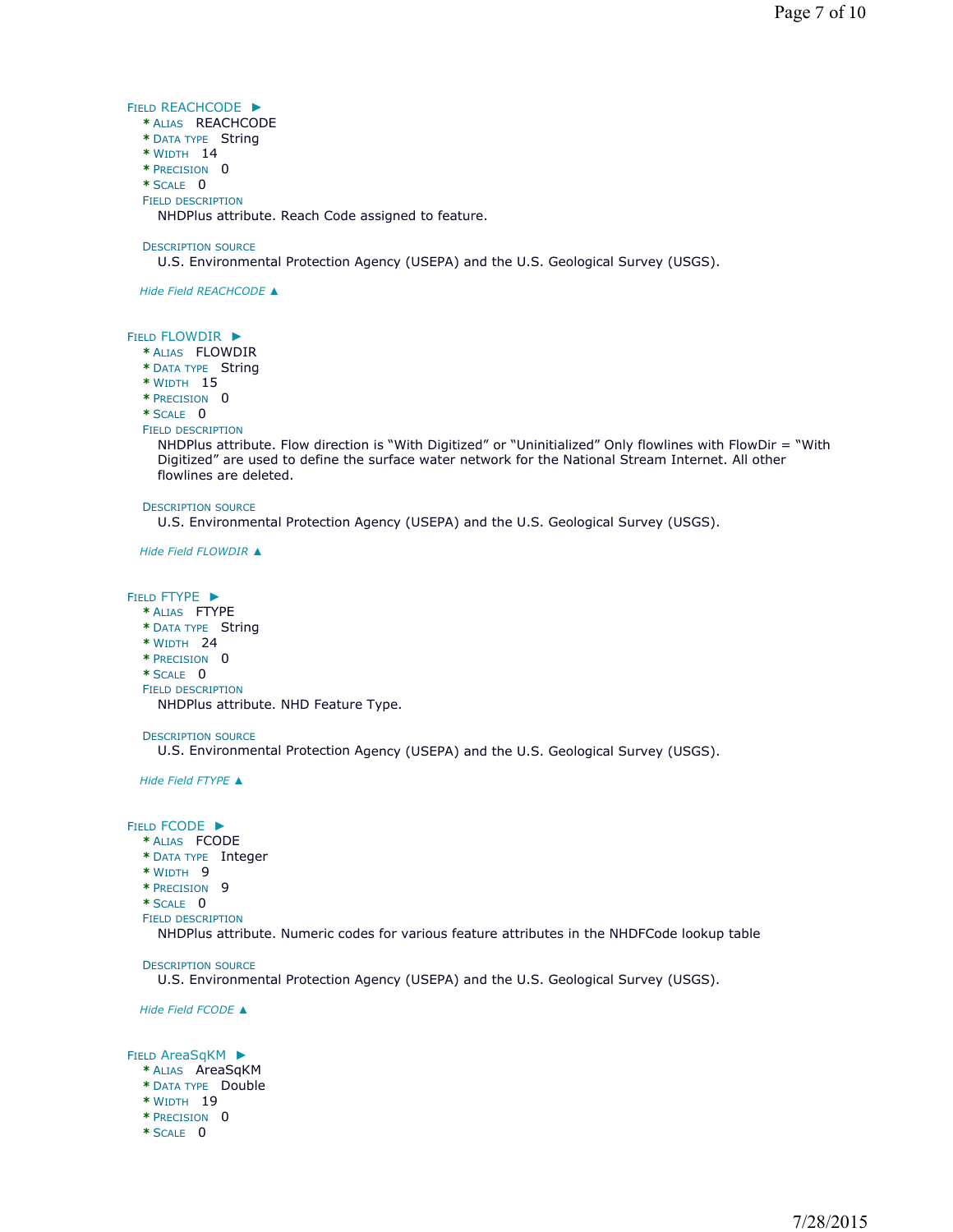### Field REACHCODE ►

- **Alias** REACHCODE
- **Data type** String
- **Width** 14
- **Precision** 0
- **Scale** 0

**Field description**

NHDPlus attribute. Reach Code assigned to feature.

**Description source**

U.S. Environmental Protection Agency (USEPA) and the U.S. Geological Survey (USGS).

*Hide Field REACHCODE ▲*

### Field FLOWDIR ►

- **Alias** FLOWDIR
- **Data type** String
- **Width** 15
- **Precision** 0
- **Scale** 0

**Field description**

NHDPlus attribute. Flow direction is "With Digitized" or "Uninitialized" Only flowlines with FlowDir = "With Digitized" are used to define the surface water network for the National Stream Internet. All other flowlines are deleted.

**Description source**

U.S. Environmental Protection Agency (USEPA) and the U.S. Geological Survey (USGS).

*Hide Field FLOWDIR ▲*

### Field FTYPE ►

- **Alias** FTYPE
- **Data type** String
- **Width** 24
- **Precision** 0
- **Scale** 0

**Field description**

NHDPlus attribute. NHD Feature Type.

**Description source**

U.S. Environmental Protection Agency (USEPA) and the U.S. Geological Survey (USGS).

*Hide Field FTYPE ▲*

### Field FCODE ►

- **Alias** FCODE
- **Data type** Integer
- **Width** 9
- **Precision** 9
- **Scale** 0

**Field description**

NHDPlus attribute. Numeric codes for various feature attributes in the NHDFCode lookup table

**Description source**

U.S. Environmental Protection Agency (USEPA) and the U.S. Geological Survey (USGS).

*Hide Field FCODE ▲*

### Field AreaSqKM ►

- **Alias** AreaSqKM
- **Data type** Double
- **Width** 19
- **Precision** 0
- **Scale** 0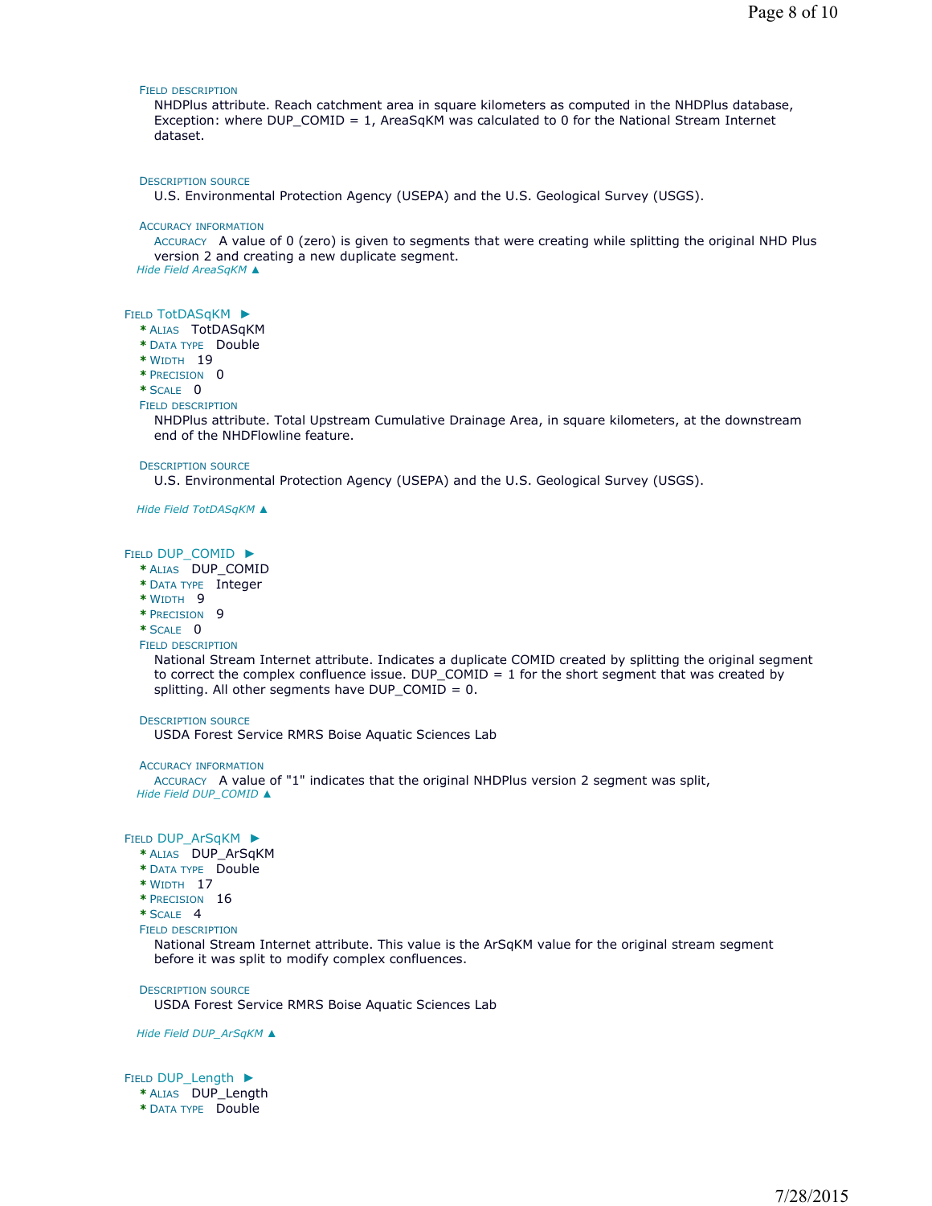FIELD DESCRIPTION

NHDPlus attribute. Reach catchment area in square kilometers as computed in the NHDPlus database, Exception: where DUP_COMID = 1, AreaSqKM was calculated to 0 for the National Stream Internet dataset.

DESCRIPTION SOURCE

U.S. Environmental Protection Agency (USEPA) and the U.S. Geological Survey (USGS).

ACCURACY INFORMATION

ACCURACY A value of 0 (zero) is given to segments that were creating while splitting the original NHD Plus version 2 and creating a new duplicate segment.

*Hide Field AreaSqKM ▲*

FIELD TotDASqKM ►

* ALIAS TotDASqKM
* DATA TYPE Double
* WIDTH 19
* PRECISION 0
* SCALE 0

FIELD DESCRIPTION

NHDPlus attribute. Total Upstream Cumulative Drainage Area, in square kilometers, at the downstream end of the NHDFlowline feature.

DESCRIPTION SOURCE

U.S. Environmental Protection Agency (USEPA) and the U.S. Geological Survey (USGS).

*Hide Field TotDASqKM ▲*

FIELD DUP_COMID ►

* ALIAS DUP_COMID
* DATA TYPE Integer
* WIDTH 9
* PRECISION 9
* SCALE 0

FIELD DESCRIPTION

National Stream Internet attribute. Indicates a duplicate COMID created by splitting the original segment to correct the complex confluence issue. DUP_COMID = 1 for the short segment that was created by splitting. All other segments have DUP_COMID = 0.

DESCRIPTION SOURCE

USDA Forest Service RMRS Boise Aquatic Sciences Lab

ACCURACY INFORMATION

ACCURACY A value of "1" indicates that the original NHDPlus version 2 segment was split,

*Hide Field DUP_COMID ▲*

FIELD DUP_ArSqKM ►

* ALIAS DUP_ArSqKM
* DATA TYPE Double
* WIDTH 17
* PRECISION 16
* SCALE 4

FIELD DESCRIPTION

National Stream Internet attribute. This value is the ArSqKM value for the original stream segment before it was split to modify complex confluences.

DESCRIPTION SOURCE

USDA Forest Service RMRS Boise Aquatic Sciences Lab

*Hide Field DUP_ArSqKM ▲*

FIELD DUP_Length ►

* ALIAS DUP_Length
* DATA TYPE Double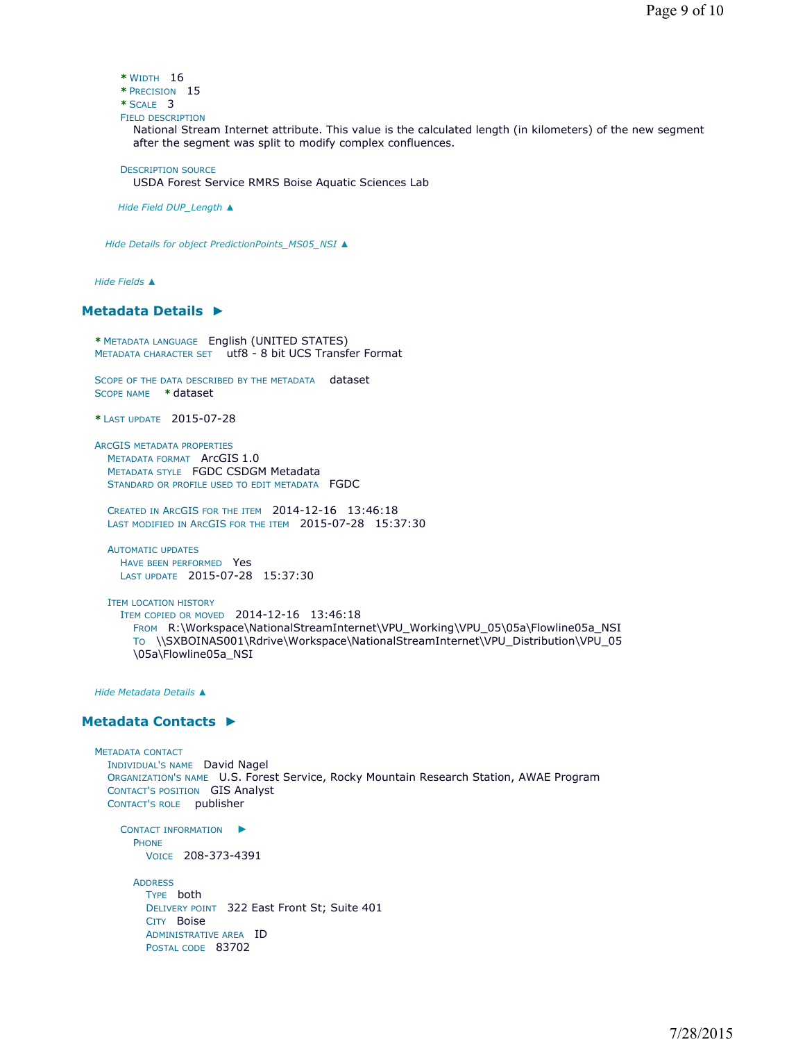* WIDTH 16
* PRECISION 15
* SCALE 3

FIELD DESCRIPTION

National Stream Internet attribute. This value is the calculated length (in kilometers) of the new segment after the segment was split to modify complex confluences.

DESCRIPTION SOURCE

USDA Forest Service RMRS Boise Aquatic Sciences Lab

*Hide Field DUP_Length ▲*

*Hide Details for object PredictionPoints_MS05_NSI ▲*

*Hide Fields ▲*

## Metadata Details ►

* METADATA LANGUAGE English (UNITED STATES)

METADATA CHARACTER SET utf8 - 8 bit UCS Transfer Format

SCOPE OF THE DATA DESCRIBED BY THE METADATA dataset

SCOPE NAME * dataset

* LAST UPDATE 2015-07-28

ARCGIS METADATA PROPERTIES

- METADATA FORMAT ArcGIS 1.0
- METADATA STYLE FGDC CSDGM Metadata
- STANDARD OR PROFILE USED TO EDIT METADATA FGDC

- CREATED IN ARCGIS FOR THE ITEM 2014-12-16 13:46:18
- LAST MODIFIED IN ARCGIS FOR THE ITEM 2015-07-28 15:37:30

AUTOMATIC UPDATES

- HAVE BEEN PERFORMED Yes
- LAST UPDATE 2015-07-28 15:37:30

ITEM LOCATION HISTORY

- ITEM COPIED OR MOVED 2014-12-16 13:46:18
  - FROM R:\Workspace\NationalStreamInternet\VPU_Working\VPU_05\05a\Flowline05a_NSI
  - TO \\SXBOINAS001\Rdrive\Workspace\NationalStreamInternet\VPU_Distribution\VPU_05\05a\Flowline05a_NSI

*Hide Metadata Details ▲*

## Metadata Contacts ►

METADATA CONTACT

- INDIVIDUAL'S NAME David Nagel
- ORGANIZATION'S NAME U.S. Forest Service, Rocky Mountain Research Station, AWAE Program
- CONTACT'S POSITION GIS Analyst
- CONTACT'S ROLE publisher

CONTACT INFORMATION ►

PHONE

- VOICE 208-373-4391

ADDRESS

- TYPE both
- DELIVERY POINT 322 East Front St; Suite 401
- CITY Boise
- ADMINISTRATIVE AREA ID
- POSTAL CODE 83702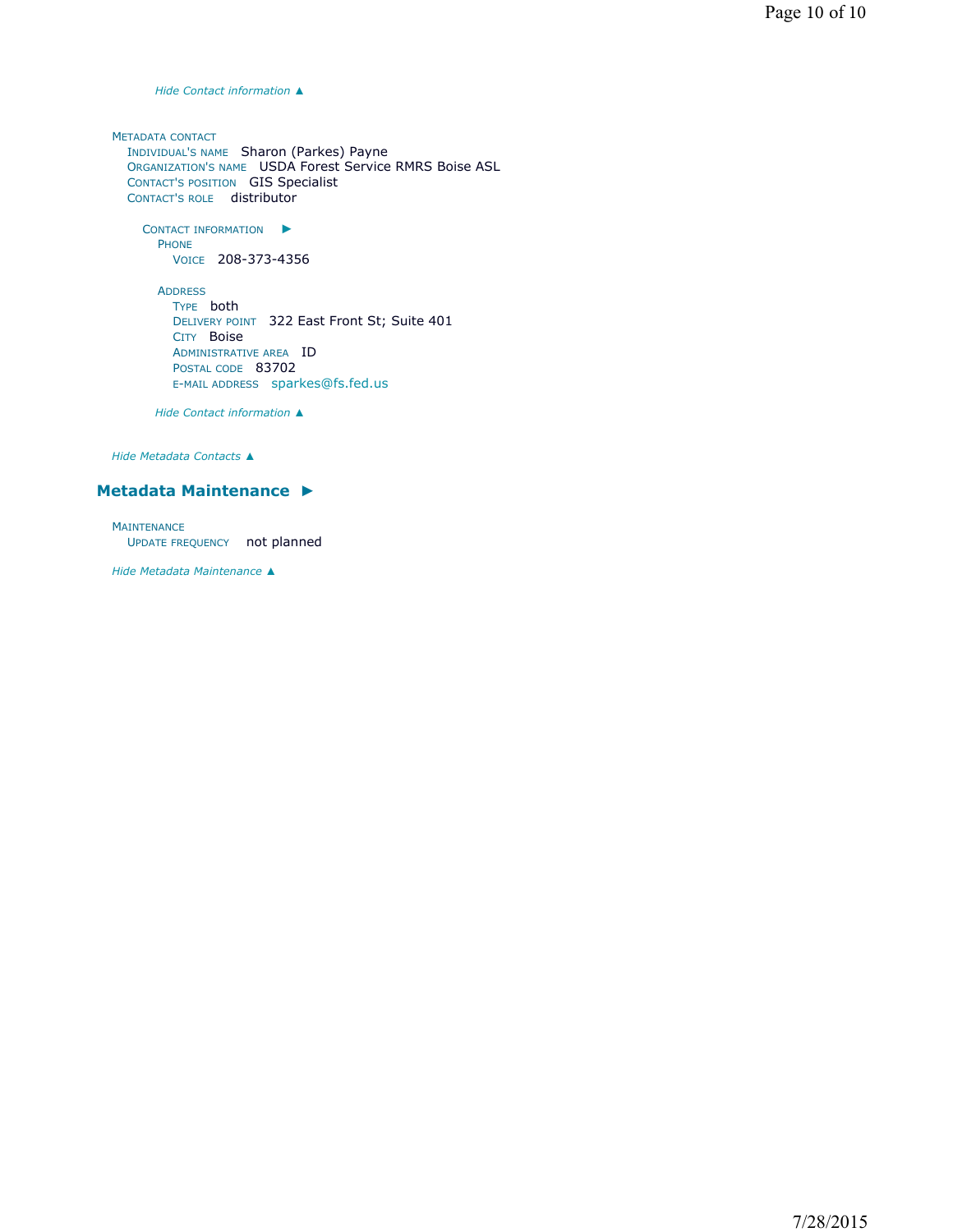*Hide Contact information ▲*

METADATA CONTACT
- INDIVIDUAL'S NAME Sharon (Parkes) Payne
- ORGANIZATION'S NAME USDA Forest Service RMRS Boise ASL
- CONTACT'S POSITION GIS Specialist
- CONTACT'S ROLE distributor

  CONTACT INFORMATION ►
  - PHONE
    - VOICE 208-373-4356
  - ADDRESS
    - TYPE both
    - DELIVERY POINT 322 East Front St; Suite 401
    - CITY Boise
    - ADMINISTRATIVE AREA ID
    - POSTAL CODE 83702
    - E-MAIL ADDRESS sparkes@fs.fed.us

  *Hide Contact information ▲*

*Hide Metadata Contacts ▲*

## Metadata Maintenance ►

MAINTENANCE
- UPDATE FREQUENCY not planned

*Hide Metadata Maintenance ▲*